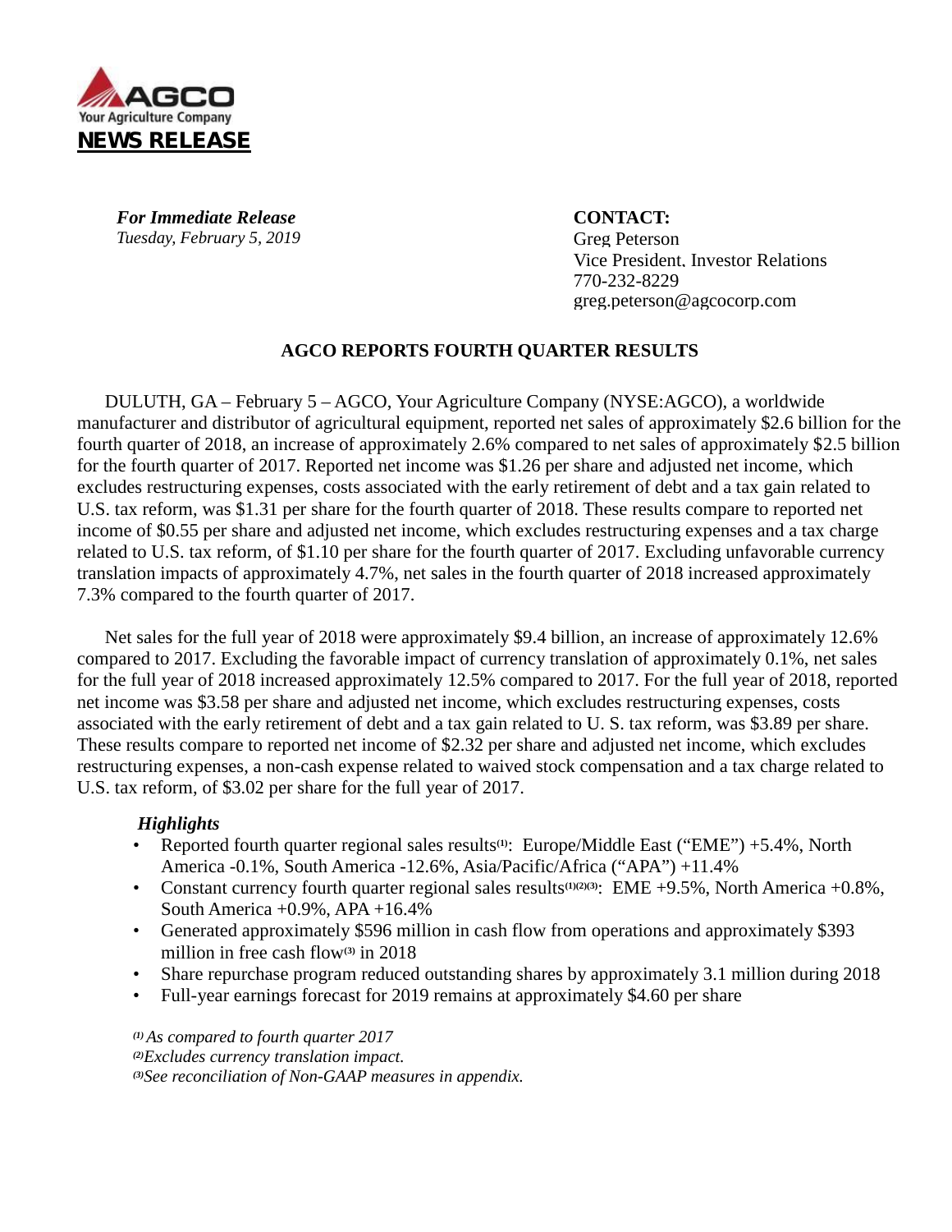AGCO

Your Agriculture Company

**NEWS RELEASE**

***For Immediate Release***
*Tuesday, February 5, 2019*

**CONTACT:**
Greg Peterson
Vice President, Investor Relations
770-232-8229
greg.peterson@agcocorp.com

## AGCO REPORTS FOURTH QUARTER RESULTS

DULUTH, GA – February 5 – AGCO, Your Agriculture Company (NYSE:AGCO), a worldwide manufacturer and distributor of agricultural equipment, reported net sales of approximately $2.6 billion for the fourth quarter of 2018, an increase of approximately 2.6% compared to net sales of approximately $2.5 billion for the fourth quarter of 2017. Reported net income was $1.26 per share and adjusted net income, which excludes restructuring expenses, costs associated with the early retirement of debt and a tax gain related to U.S. tax reform, was $1.31 per share for the fourth quarter of 2018. These results compare to reported net income of $0.55 per share and adjusted net income, which excludes restructuring expenses and a tax charge related to U.S. tax reform, of $1.10 per share for the fourth quarter of 2017. Excluding unfavorable currency translation impacts of approximately 4.7%, net sales in the fourth quarter of 2018 increased approximately 7.3% compared to the fourth quarter of 2017.

Net sales for the full year of 2018 were approximately $9.4 billion, an increase of approximately 12.6% compared to 2017. Excluding the favorable impact of currency translation of approximately 0.1%, net sales for the full year of 2018 increased approximately 12.5% compared to 2017. For the full year of 2018, reported net income was $3.58 per share and adjusted net income, which excludes restructuring expenses, costs associated with the early retirement of debt and a tax gain related to U. S. tax reform, was $3.89 per share. These results compare to reported net income of $2.32 per share and adjusted net income, which excludes restructuring expenses, a non-cash expense related to waived stock compensation and a tax charge related to U.S. tax reform, of $3.02 per share for the full year of 2017.

***Highlights***

- Reported fourth quarter regional sales results[(1)]: Europe/Middle East ("EME") +5.4%, North America -0.1%, South America -12.6%, Asia/Pacific/Africa ("APA") +11.4%
- Constant currency fourth quarter regional sales results[(1)(2)(3)]: EME +9.5%, North America +0.8%, South America +0.9%, APA +16.4%
- Generated approximately $596 million in cash flow from operations and approximately $393 million in free cash flow[(3)] in 2018
- Share repurchase program reduced outstanding shares by approximately 3.1 million during 2018
- Full-year earnings forecast for 2019 remains at approximately $4.60 per share

*[(1)] As compared to fourth quarter 2017*
*[(2)] Excludes currency translation impact.*
*[(3)] See reconciliation of Non-GAAP measures in appendix.*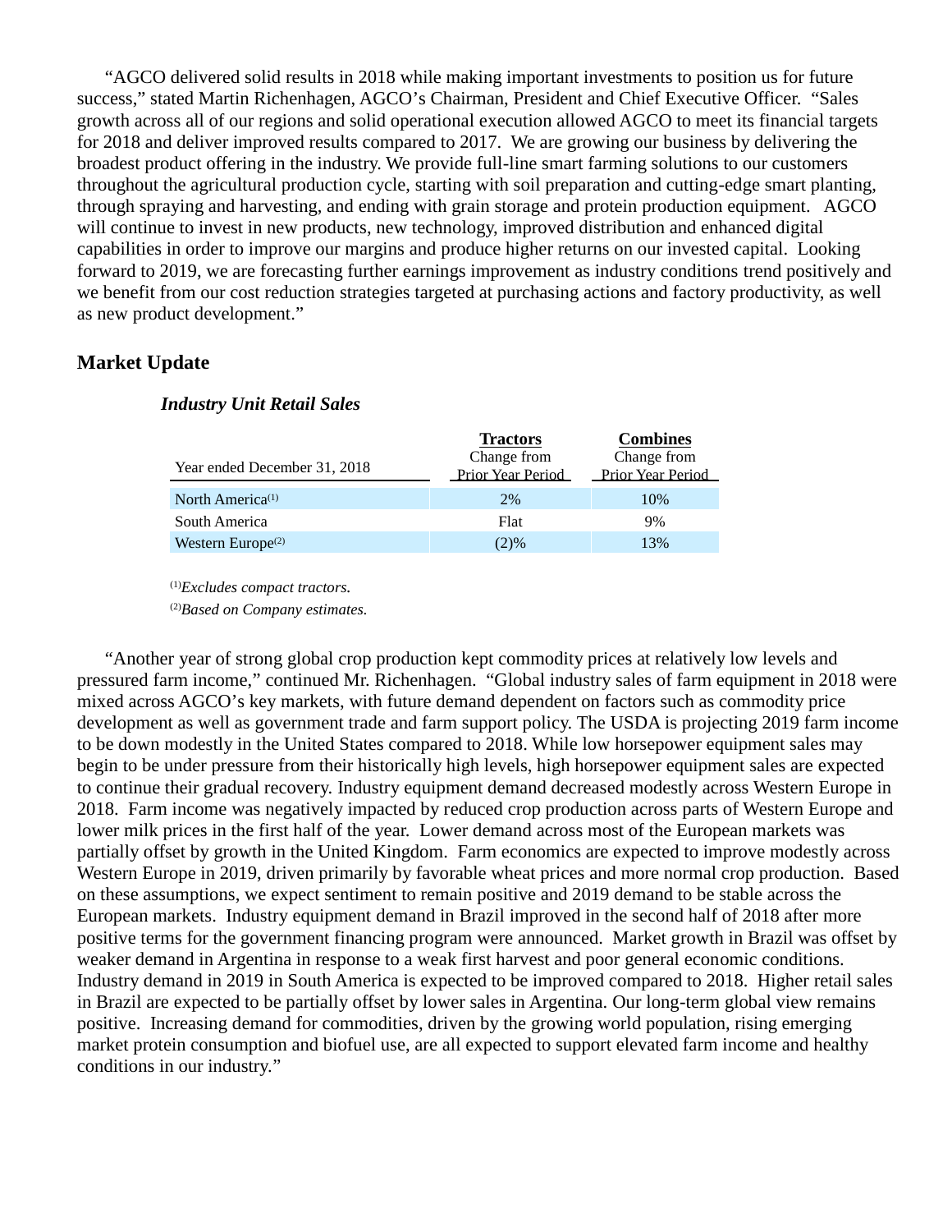"AGCO delivered solid results in 2018 while making important investments to position us for future success," stated Martin Richenhagen, AGCO's Chairman, President and Chief Executive Officer. "Sales growth across all of our regions and solid operational execution allowed AGCO to meet its financial targets for 2018 and deliver improved results compared to 2017. We are growing our business by delivering the broadest product offering in the industry. We provide full-line smart farming solutions to our customers throughout the agricultural production cycle, starting with soil preparation and cutting-edge smart planting, through spraying and harvesting, and ending with grain storage and protein production equipment. AGCO will continue to invest in new products, new technology, improved distribution and enhanced digital capabilities in order to improve our margins and produce higher returns on our invested capital. Looking forward to 2019, we are forecasting further earnings improvement as industry conditions trend positively and we benefit from our cost reduction strategies targeted at purchasing actions and factory productivity, as well as new product development."

## Market Update

### *Industry Unit Retail Sales*

| Year ended December 31, 2018 | **Tractors** Change from Prior Year Period | **Combines** Change from Prior Year Period |
|---|---|---|
| North America[(1)] | 2% | 10% |
| South America | Flat | 9% |
| Western Europe[(2)] | (2)% | 13% |

[(1)]*Excludes compact tractors.*

[(2)]*Based on Company estimates.*

"Another year of strong global crop production kept commodity prices at relatively low levels and pressured farm income," continued Mr. Richenhagen. "Global industry sales of farm equipment in 2018 were mixed across AGCO's key markets, with future demand dependent on factors such as commodity price development as well as government trade and farm support policy. The USDA is projecting 2019 farm income to be down modestly in the United States compared to 2018. While low horsepower equipment sales may begin to be under pressure from their historically high levels, high horsepower equipment sales are expected to continue their gradual recovery. Industry equipment demand decreased modestly across Western Europe in 2018. Farm income was negatively impacted by reduced crop production across parts of Western Europe and lower milk prices in the first half of the year. Lower demand across most of the European markets was partially offset by growth in the United Kingdom. Farm economics are expected to improve modestly across Western Europe in 2019, driven primarily by favorable wheat prices and more normal crop production. Based on these assumptions, we expect sentiment to remain positive and 2019 demand to be stable across the European markets. Industry equipment demand in Brazil improved in the second half of 2018 after more positive terms for the government financing program were announced. Market growth in Brazil was offset by weaker demand in Argentina in response to a weak first harvest and poor general economic conditions. Industry demand in 2019 in South America is expected to be improved compared to 2018. Higher retail sales in Brazil are expected to be partially offset by lower sales in Argentina. Our long-term global view remains positive. Increasing demand for commodities, driven by the growing world population, rising emerging market protein consumption and biofuel use, are all expected to support elevated farm income and healthy conditions in our industry."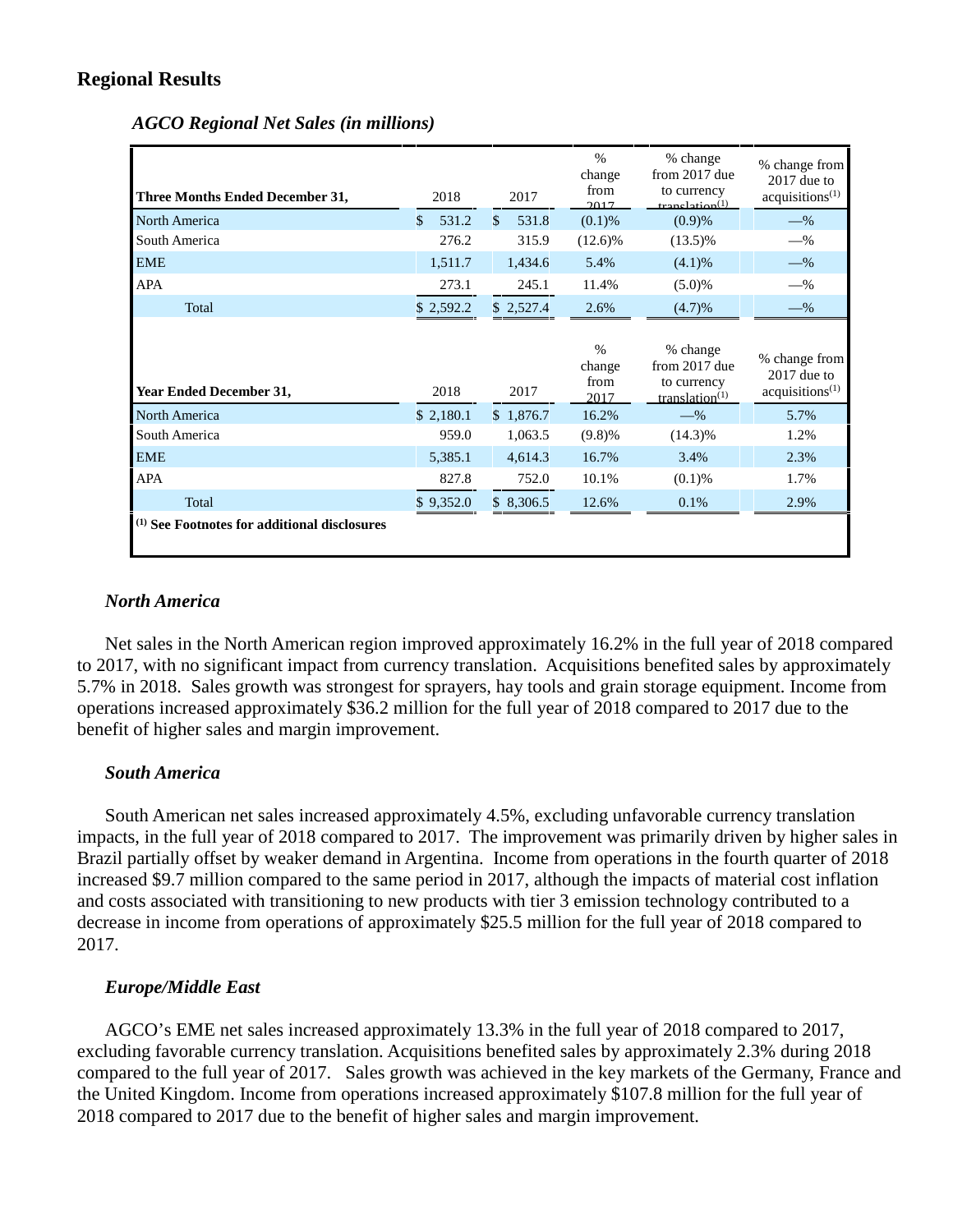## Regional Results

### *AGCO Regional Net Sales (in millions)*

| Three Months Ended December 31, | 2018 | 2017 | % change from 2017 | % change from 2017 due to currency translation[(1)] | % change from 2017 due to acquisitions[(1)] |
|---|---|---|---|---|---|
| North America | $ 531.2 | $ 531.8 | (0.1)% | (0.9)% | —% |
| South America | 276.2 | 315.9 | (12.6)% | (13.5)% | —% |
| EME | 1,511.7 | 1,434.6 | 5.4% | (4.1)% | —% |
| APA | 273.1 | 245.1 | 11.4% | (5.0)% | —% |
| Total | $ 2,592.2 | $ 2,527.4 | 2.6% | (4.7)% | —% |
| **Year Ended December 31,** | **2018** | **2017** | **% change from 2017** | **% change from 2017 due to currency translation[(1)]** | **% change from 2017 due to acquisitions[(1)]** |
| North America | $ 2,180.1 | $ 1,876.7 | 16.2% | —% | 5.7% |
| South America | 959.0 | 1,063.5 | (9.8)% | (14.3)% | 1.2% |
| EME | 5,385.1 | 4,614.3 | 16.7% | 3.4% | 2.3% |
| APA | 827.8 | 752.0 | 10.1% | (0.1)% | 1.7% |
| Total | $ 9,352.0 | $ 8,306.5 | 12.6% | 0.1% | 2.9% |

**[(1)] See Footnotes for additional disclosures**

### *North America*

Net sales in the North American region improved approximately 16.2% in the full year of 2018 compared to 2017, with no significant impact from currency translation. Acquisitions benefited sales by approximately 5.7% in 2018. Sales growth was strongest for sprayers, hay tools and grain storage equipment. Income from operations increased approximately $36.2 million for the full year of 2018 compared to 2017 due to the benefit of higher sales and margin improvement.

### *South America*

South American net sales increased approximately 4.5%, excluding unfavorable currency translation impacts, in the full year of 2018 compared to 2017. The improvement was primarily driven by higher sales in Brazil partially offset by weaker demand in Argentina. Income from operations in the fourth quarter of 2018 increased $9.7 million compared to the same period in 2017, although the impacts of material cost inflation and costs associated with transitioning to new products with tier 3 emission technology contributed to a decrease in income from operations of approximately $25.5 million for the full year of 2018 compared to 2017.

### *Europe/Middle East*

AGCO's EME net sales increased approximately 13.3% in the full year of 2018 compared to 2017, excluding favorable currency translation. Acquisitions benefited sales by approximately 2.3% during 2018 compared to the full year of 2017. Sales growth was achieved in the key markets of the Germany, France and the United Kingdom. Income from operations increased approximately $107.8 million for the full year of 2018 compared to 2017 due to the benefit of higher sales and margin improvement.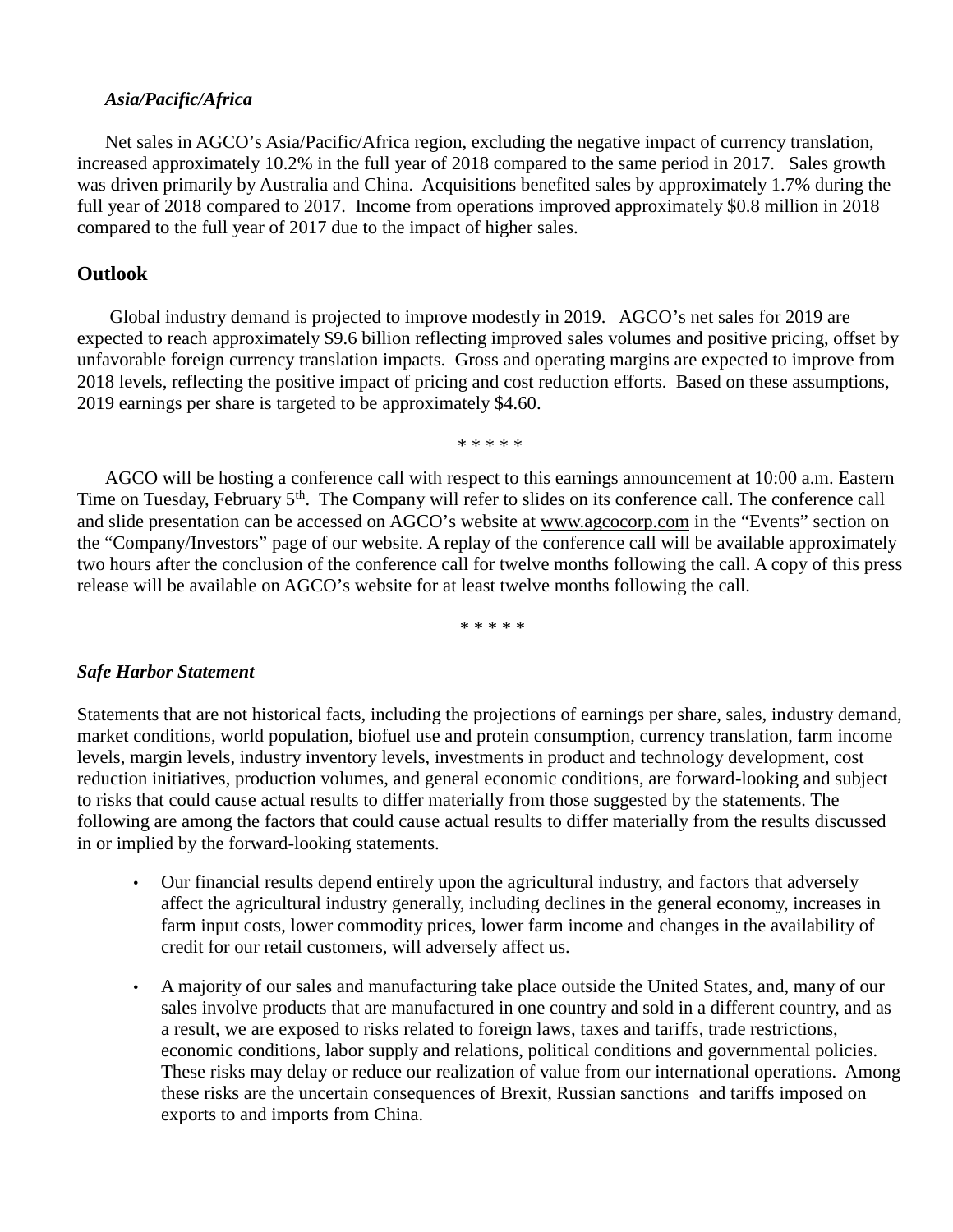***Asia/Pacific/Africa***

Net sales in AGCO's Asia/Pacific/Africa region, excluding the negative impact of currency translation, increased approximately 10.2% in the full year of 2018 compared to the same period in 2017. Sales growth was driven primarily by Australia and China. Acquisitions benefited sales by approximately 1.7% during the full year of 2018 compared to 2017. Income from operations improved approximately $0.8 million in 2018 compared to the full year of 2017 due to the impact of higher sales.

## Outlook

Global industry demand is projected to improve modestly in 2019. AGCO's net sales for 2019 are expected to reach approximately $9.6 billion reflecting improved sales volumes and positive pricing, offset by unfavorable foreign currency translation impacts. Gross and operating margins are expected to improve from 2018 levels, reflecting the positive impact of pricing and cost reduction efforts. Based on these assumptions, 2019 earnings per share is targeted to be approximately $4.60.

\* \* \* \* \*

AGCO will be hosting a conference call with respect to this earnings announcement at 10:00 a.m. Eastern Time on Tuesday, February 5th. The Company will refer to slides on its conference call. The conference call and slide presentation can be accessed on AGCO's website at www.agcocorp.com in the "Events" section on the "Company/Investors" page of our website. A replay of the conference call will be available approximately two hours after the conclusion of the conference call for twelve months following the call. A copy of this press release will be available on AGCO's website for at least twelve months following the call.

\* \* \* \* \*

***Safe Harbor Statement***

Statements that are not historical facts, including the projections of earnings per share, sales, industry demand, market conditions, world population, biofuel use and protein consumption, currency translation, farm income levels, margin levels, industry inventory levels, investments in product and technology development, cost reduction initiatives, production volumes, and general economic conditions, are forward-looking and subject to risks that could cause actual results to differ materially from those suggested by the statements. The following are among the factors that could cause actual results to differ materially from the results discussed in or implied by the forward-looking statements.

- Our financial results depend entirely upon the agricultural industry, and factors that adversely affect the agricultural industry generally, including declines in the general economy, increases in farm input costs, lower commodity prices, lower farm income and changes in the availability of credit for our retail customers, will adversely affect us.

- A majority of our sales and manufacturing take place outside the United States, and, many of our sales involve products that are manufactured in one country and sold in a different country, and as a result, we are exposed to risks related to foreign laws, taxes and tariffs, trade restrictions, economic conditions, labor supply and relations, political conditions and governmental policies. These risks may delay or reduce our realization of value from our international operations. Among these risks are the uncertain consequences of Brexit, Russian sanctions and tariffs imposed on exports to and imports from China.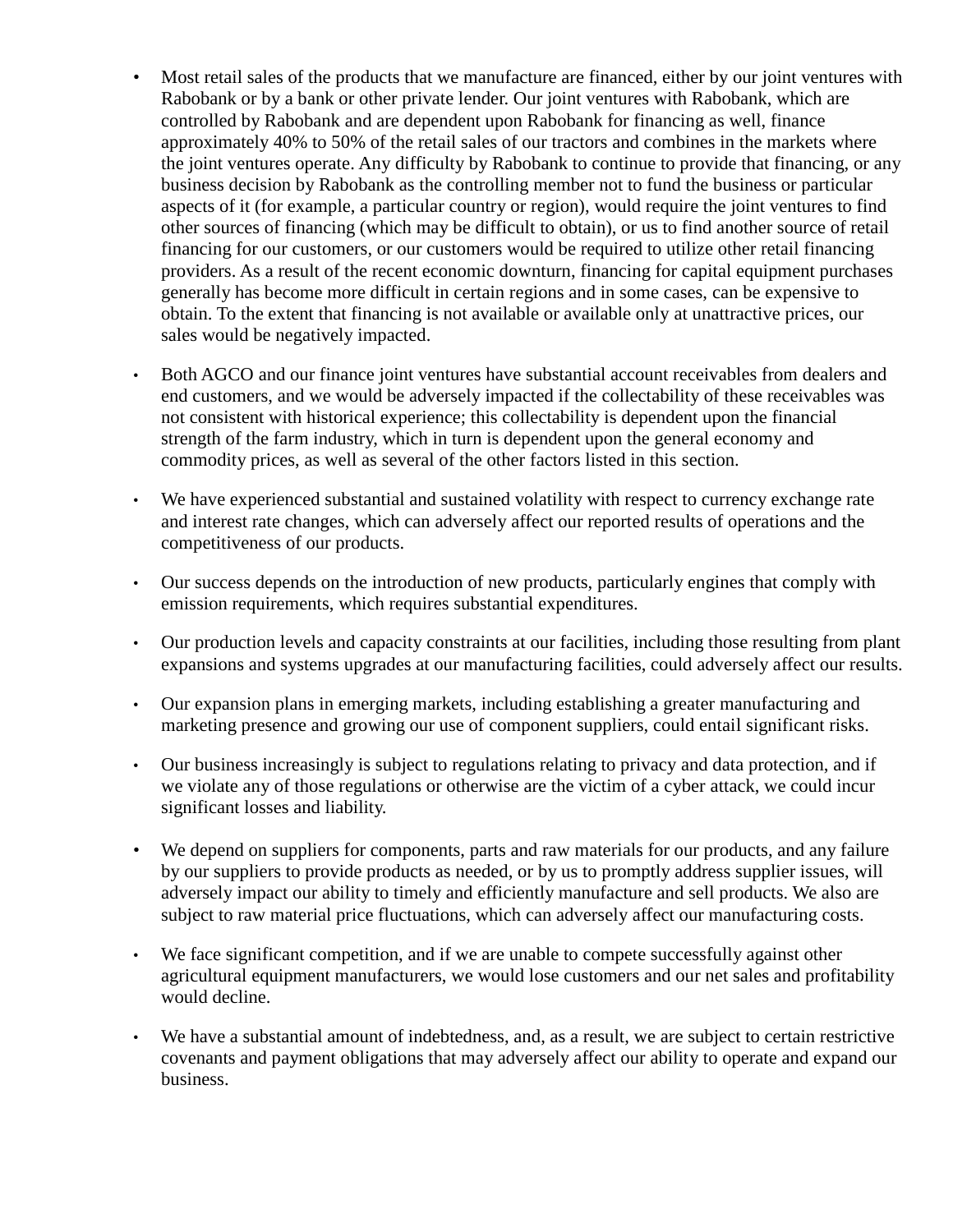- Most retail sales of the products that we manufacture are financed, either by our joint ventures with Rabobank or by a bank or other private lender. Our joint ventures with Rabobank, which are controlled by Rabobank and are dependent upon Rabobank for financing as well, finance approximately 40% to 50% of the retail sales of our tractors and combines in the markets where the joint ventures operate. Any difficulty by Rabobank to continue to provide that financing, or any business decision by Rabobank as the controlling member not to fund the business or particular aspects of it (for example, a particular country or region), would require the joint ventures to find other sources of financing (which may be difficult to obtain), or us to find another source of retail financing for our customers, or our customers would be required to utilize other retail financing providers. As a result of the recent economic downturn, financing for capital equipment purchases generally has become more difficult in certain regions and in some cases, can be expensive to obtain. To the extent that financing is not available or available only at unattractive prices, our sales would be negatively impacted.

- Both AGCO and our finance joint ventures have substantial account receivables from dealers and end customers, and we would be adversely impacted if the collectability of these receivables was not consistent with historical experience; this collectability is dependent upon the financial strength of the farm industry, which in turn is dependent upon the general economy and commodity prices, as well as several of the other factors listed in this section.

- We have experienced substantial and sustained volatility with respect to currency exchange rate and interest rate changes, which can adversely affect our reported results of operations and the competitiveness of our products.

- Our success depends on the introduction of new products, particularly engines that comply with emission requirements, which requires substantial expenditures.

- Our production levels and capacity constraints at our facilities, including those resulting from plant expansions and systems upgrades at our manufacturing facilities, could adversely affect our results.

- Our expansion plans in emerging markets, including establishing a greater manufacturing and marketing presence and growing our use of component suppliers, could entail significant risks.

- Our business increasingly is subject to regulations relating to privacy and data protection, and if we violate any of those regulations or otherwise are the victim of a cyber attack, we could incur significant losses and liability.

- We depend on suppliers for components, parts and raw materials for our products, and any failure by our suppliers to provide products as needed, or by us to promptly address supplier issues, will adversely impact our ability to timely and efficiently manufacture and sell products. We also are subject to raw material price fluctuations, which can adversely affect our manufacturing costs.

- We face significant competition, and if we are unable to compete successfully against other agricultural equipment manufacturers, we would lose customers and our net sales and profitability would decline.

- We have a substantial amount of indebtedness, and, as a result, we are subject to certain restrictive covenants and payment obligations that may adversely affect our ability to operate and expand our business.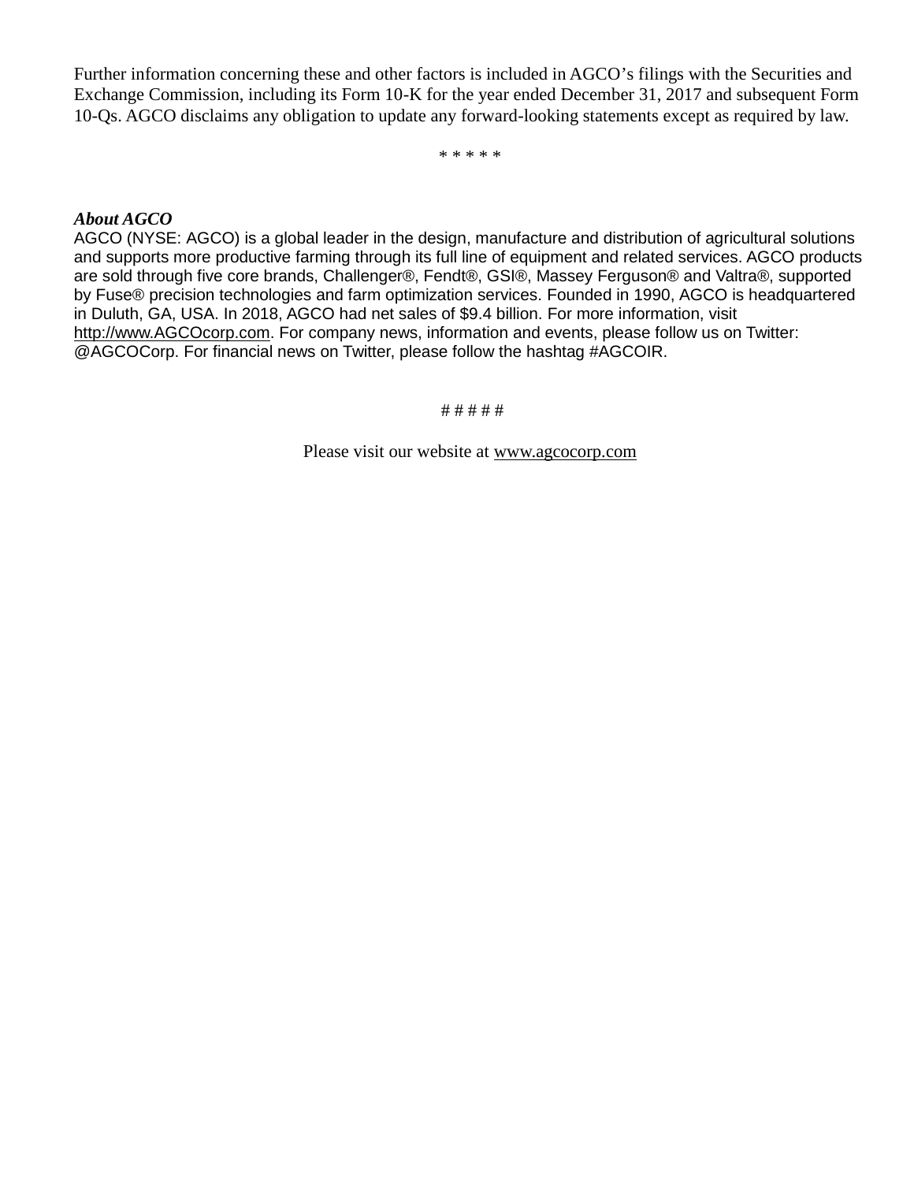Further information concerning these and other factors is included in AGCO's filings with the Securities and Exchange Commission, including its Form 10-K for the year ended December 31, 2017 and subsequent Form 10-Qs. AGCO disclaims any obligation to update any forward-looking statements except as required by law.

* * * * *

***About AGCO***

AGCO (NYSE: AGCO) is a global leader in the design, manufacture and distribution of agricultural solutions and supports more productive farming through its full line of equipment and related services. AGCO products are sold through five core brands, Challenger®, Fendt®, GSI®, Massey Ferguson® and Valtra®, supported by Fuse® precision technologies and farm optimization services. Founded in 1990, AGCO is headquartered in Duluth, GA, USA. In 2018, AGCO had net sales of $9.4 billion. For more information, visit http://www.AGCOcorp.com. For company news, information and events, please follow us on Twitter: @AGCOCorp. For financial news on Twitter, please follow the hashtag #AGCOIR.

# # # # #

Please visit our website at www.agcocorp.com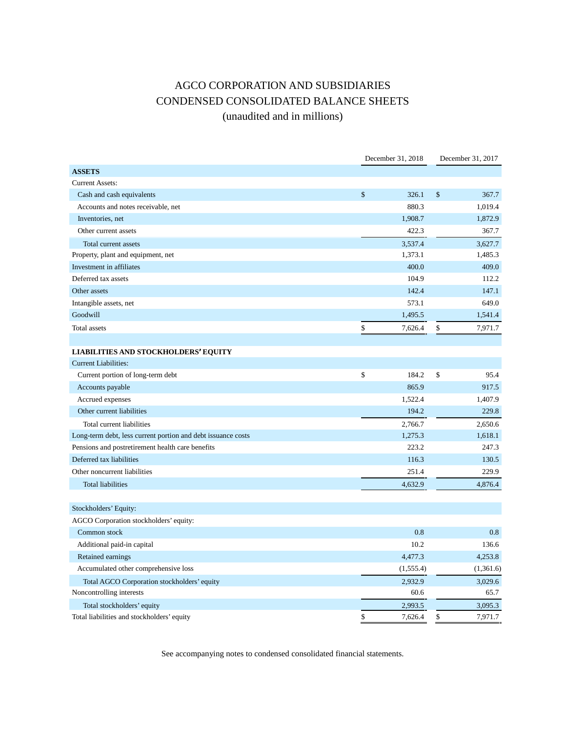# AGCO CORPORATION AND SUBSIDIARIES
## CONDENSED CONSOLIDATED BALANCE SHEETS
### (unaudited and in millions)

| | December 31, 2018 | December 31, 2017 |
|---|---|---|
| **ASSETS** | | |
| Current Assets: | | |
| Cash and cash equivalents | $ 326.1 | $ 367.7 |
| Accounts and notes receivable, net | 880.3 | 1,019.4 |
| Inventories, net | 1,908.7 | 1,872.9 |
| Other current assets | 422.3 | 367.7 |
| Total current assets | 3,537.4 | 3,627.7 |
| Property, plant and equipment, net | 1,373.1 | 1,485.3 |
| Investment in affiliates | 400.0 | 409.0 |
| Deferred tax assets | 104.9 | 112.2 |
| Other assets | 142.4 | 147.1 |
| Intangible assets, net | 573.1 | 649.0 |
| Goodwill | 1,495.5 | 1,541.4 |
| Total assets | $ 7,626.4 | $ 7,971.7 |
| | | |
| **LIABILITIES AND STOCKHOLDERS' EQUITY** | | |
| Current Liabilities: | | |
| Current portion of long-term debt | $ 184.2 | $ 95.4 |
| Accounts payable | 865.9 | 917.5 |
| Accrued expenses | 1,522.4 | 1,407.9 |
| Other current liabilities | 194.2 | 229.8 |
| Total current liabilities | 2,766.7 | 2,650.6 |
| Long-term debt, less current portion and debt issuance costs | 1,275.3 | 1,618.1 |
| Pensions and postretirement health care benefits | 223.2 | 247.3 |
| Deferred tax liabilities | 116.3 | 130.5 |
| Other noncurrent liabilities | 251.4 | 229.9 |
| Total liabilities | 4,632.9 | 4,876.4 |
| | | |
| Stockholders' Equity: | | |
| AGCO Corporation stockholders' equity: | | |
| Common stock | 0.8 | 0.8 |
| Additional paid-in capital | 10.2 | 136.6 |
| Retained earnings | 4,477.3 | 4,253.8 |
| Accumulated other comprehensive loss | (1,555.4) | (1,361.6) |
| Total AGCO Corporation stockholders' equity | 2,932.9 | 3,029.6 |
| Noncontrolling interests | 60.6 | 65.7 |
| Total stockholders' equity | 2,993.5 | 3,095.3 |
| Total liabilities and stockholders' equity | $ 7,626.4 | $ 7,971.7 |

See accompanying notes to condensed consolidated financial statements.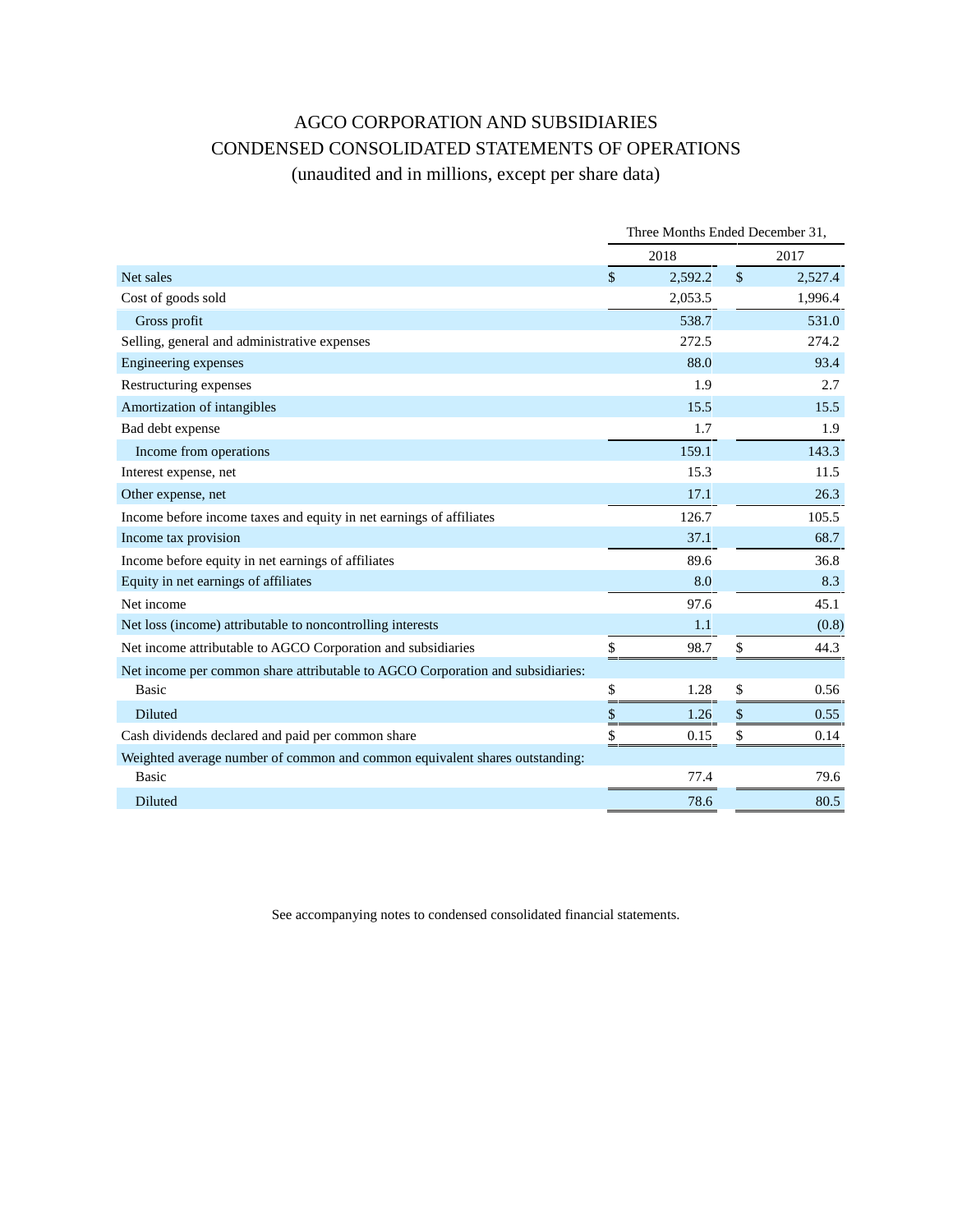# AGCO CORPORATION AND SUBSIDIARIES
## CONDENSED CONSOLIDATED STATEMENTS OF OPERATIONS
### (unaudited and in millions, except per share data)

| | Three Months Ended December 31, | |
|---|---|---|
| | 2018 | 2017 |
| Net sales | $ 2,592.2 | $ 2,527.4 |
| Cost of goods sold | 2,053.5 | 1,996.4 |
| Gross profit | 538.7 | 531.0 |
| Selling, general and administrative expenses | 272.5 | 274.2 |
| Engineering expenses | 88.0 | 93.4 |
| Restructuring expenses | 1.9 | 2.7 |
| Amortization of intangibles | 15.5 | 15.5 |
| Bad debt expense | 1.7 | 1.9 |
| Income from operations | 159.1 | 143.3 |
| Interest expense, net | 15.3 | 11.5 |
| Other expense, net | 17.1 | 26.3 |
| Income before income taxes and equity in net earnings of affiliates | 126.7 | 105.5 |
| Income tax provision | 37.1 | 68.7 |
| Income before equity in net earnings of affiliates | 89.6 | 36.8 |
| Equity in net earnings of affiliates | 8.0 | 8.3 |
| Net income | 97.6 | 45.1 |
| Net loss (income) attributable to noncontrolling interests | 1.1 | (0.8) |
| Net income attributable to AGCO Corporation and subsidiaries | $ 98.7 | $ 44.3 |
| Net income per common share attributable to AGCO Corporation and subsidiaries: | | |
| Basic | $ 1.28 | $ 0.56 |
| Diluted | $ 1.26 | $ 0.55 |
| Cash dividends declared and paid per common share | $ 0.15 | $ 0.14 |
| Weighted average number of common and common equivalent shares outstanding: | | |
| Basic | 77.4 | 79.6 |
| Diluted | 78.6 | 80.5 |

See accompanying notes to condensed consolidated financial statements.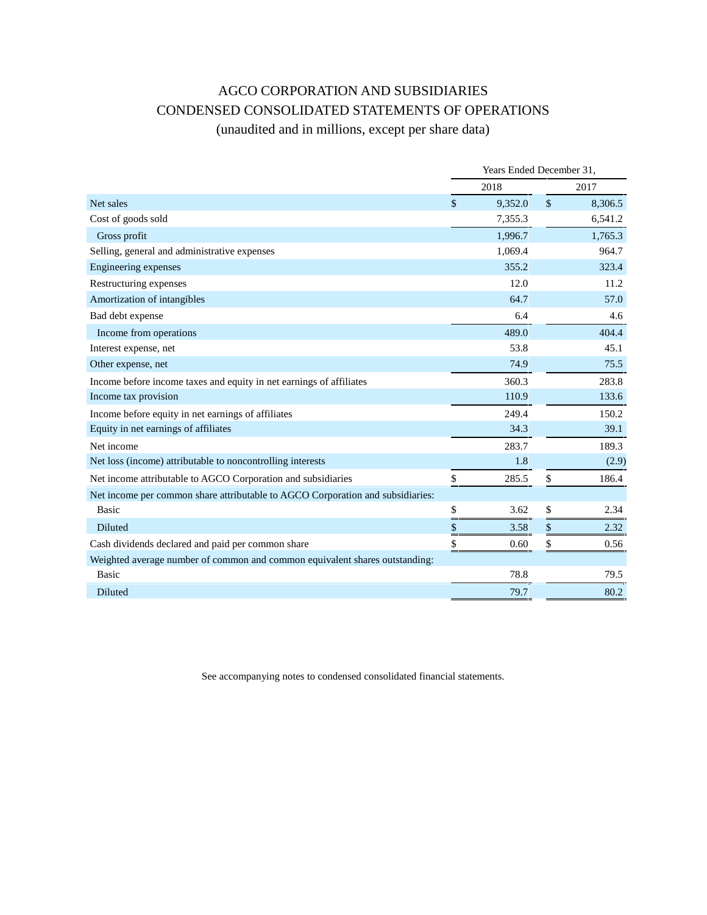# AGCO CORPORATION AND SUBSIDIARIES

## CONDENSED CONSOLIDATED STATEMENTS OF OPERATIONS

(unaudited and in millions, except per share data)

| | Years Ended December 31, | |
|---|---|---|
| | 2018 | 2017 |
| Net sales | $ 9,352.0 | $ 8,306.5 |
| Cost of goods sold | 7,355.3 | 6,541.2 |
| Gross profit | 1,996.7 | 1,765.3 |
| Selling, general and administrative expenses | 1,069.4 | 964.7 |
| Engineering expenses | 355.2 | 323.4 |
| Restructuring expenses | 12.0 | 11.2 |
| Amortization of intangibles | 64.7 | 57.0 |
| Bad debt expense | 6.4 | 4.6 |
| Income from operations | 489.0 | 404.4 |
| Interest expense, net | 53.8 | 45.1 |
| Other expense, net | 74.9 | 75.5 |
| Income before income taxes and equity in net earnings of affiliates | 360.3 | 283.8 |
| Income tax provision | 110.9 | 133.6 |
| Income before equity in net earnings of affiliates | 249.4 | 150.2 |
| Equity in net earnings of affiliates | 34.3 | 39.1 |
| Net income | 283.7 | 189.3 |
| Net loss (income) attributable to noncontrolling interests | 1.8 | (2.9) |
| Net income attributable to AGCO Corporation and subsidiaries | $ 285.5 | $ 186.4 |
| Net income per common share attributable to AGCO Corporation and subsidiaries: | | |
| Basic | $ 3.62 | $ 2.34 |
| Diluted | $ 3.58 | $ 2.32 |
| Cash dividends declared and paid per common share | $ 0.60 | $ 0.56 |
| Weighted average number of common and common equivalent shares outstanding: | | |
| Basic | 78.8 | 79.5 |
| Diluted | 79.7 | 80.2 |

See accompanying notes to condensed consolidated financial statements.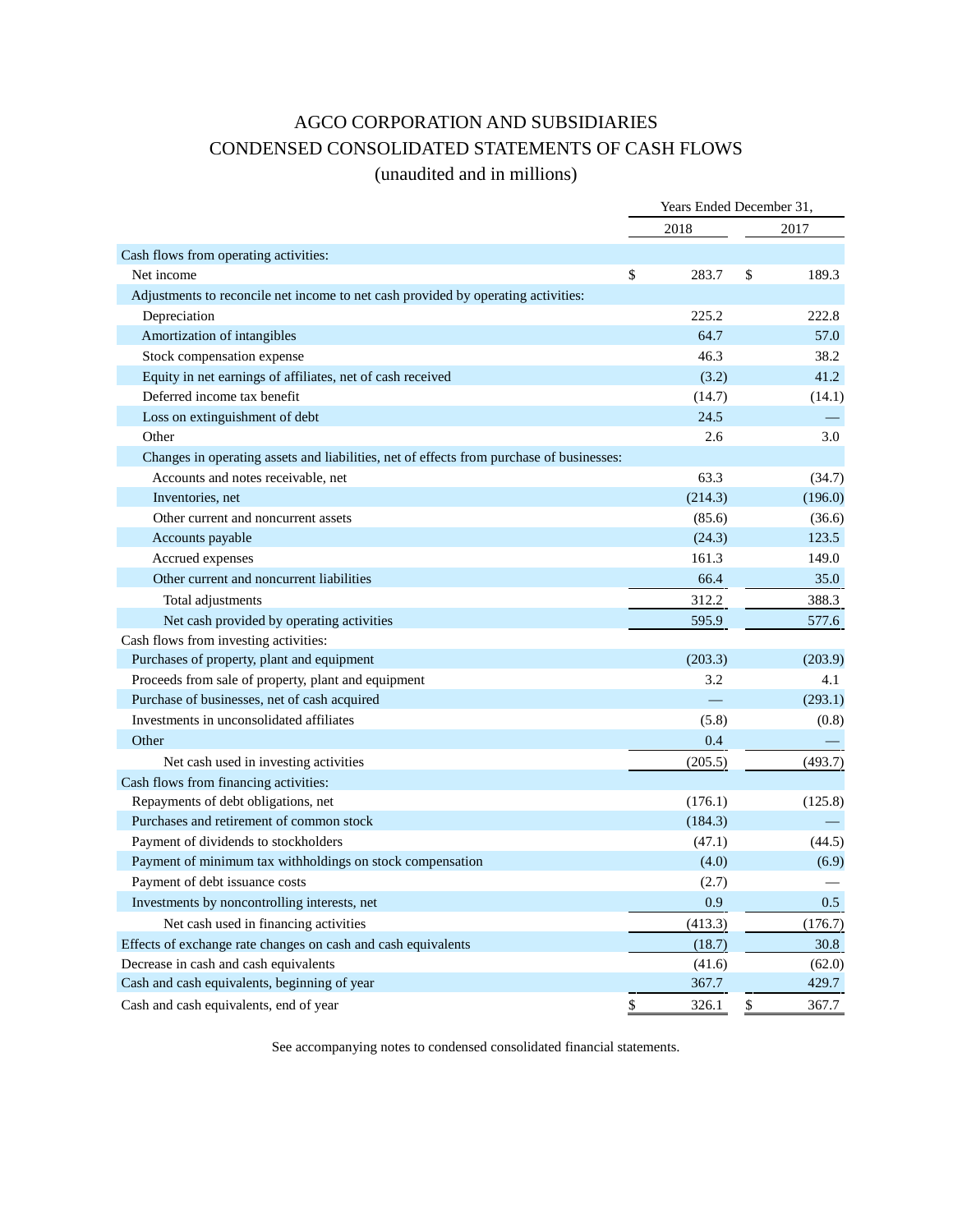# AGCO CORPORATION AND SUBSIDIARIES
## CONDENSED CONSOLIDATED STATEMENTS OF CASH FLOWS
### (unaudited and in millions)

| | Years Ended December 31, | |
|---|---|---|
| | 2018 | 2017 |
| Cash flows from operating activities: | | |
| Net income | $ 283.7 | $ 189.3 |
| Adjustments to reconcile net income to net cash provided by operating activities: | | |
| Depreciation | 225.2 | 222.8 |
| Amortization of intangibles | 64.7 | 57.0 |
| Stock compensation expense | 46.3 | 38.2 |
| Equity in net earnings of affiliates, net of cash received | (3.2) | 41.2 |
| Deferred income tax benefit | (14.7) | (14.1) |
| Loss on extinguishment of debt | 24.5 | — |
| Other | 2.6 | 3.0 |
| Changes in operating assets and liabilities, net of effects from purchase of businesses: | | |
| Accounts and notes receivable, net | 63.3 | (34.7) |
| Inventories, net | (214.3) | (196.0) |
| Other current and noncurrent assets | (85.6) | (36.6) |
| Accounts payable | (24.3) | 123.5 |
| Accrued expenses | 161.3 | 149.0 |
| Other current and noncurrent liabilities | 66.4 | 35.0 |
| Total adjustments | 312.2 | 388.3 |
| Net cash provided by operating activities | 595.9 | 577.6 |
| Cash flows from investing activities: | | |
| Purchases of property, plant and equipment | (203.3) | (203.9) |
| Proceeds from sale of property, plant and equipment | 3.2 | 4.1 |
| Purchase of businesses, net of cash acquired | — | (293.1) |
| Investments in unconsolidated affiliates | (5.8) | (0.8) |
| Other | 0.4 | — |
| Net cash used in investing activities | (205.5) | (493.7) |
| Cash flows from financing activities: | | |
| Repayments of debt obligations, net | (176.1) | (125.8) |
| Purchases and retirement of common stock | (184.3) | — |
| Payment of dividends to stockholders | (47.1) | (44.5) |
| Payment of minimum tax withholdings on stock compensation | (4.0) | (6.9) |
| Payment of debt issuance costs | (2.7) | — |
| Investments by noncontrolling interests, net | 0.9 | 0.5 |
| Net cash used in financing activities | (413.3) | (176.7) |
| Effects of exchange rate changes on cash and cash equivalents | (18.7) | 30.8 |
| Decrease in cash and cash equivalents | (41.6) | (62.0) |
| Cash and cash equivalents, beginning of year | 367.7 | 429.7 |
| Cash and cash equivalents, end of year | $ 326.1 | $ 367.7 |

See accompanying notes to condensed consolidated financial statements.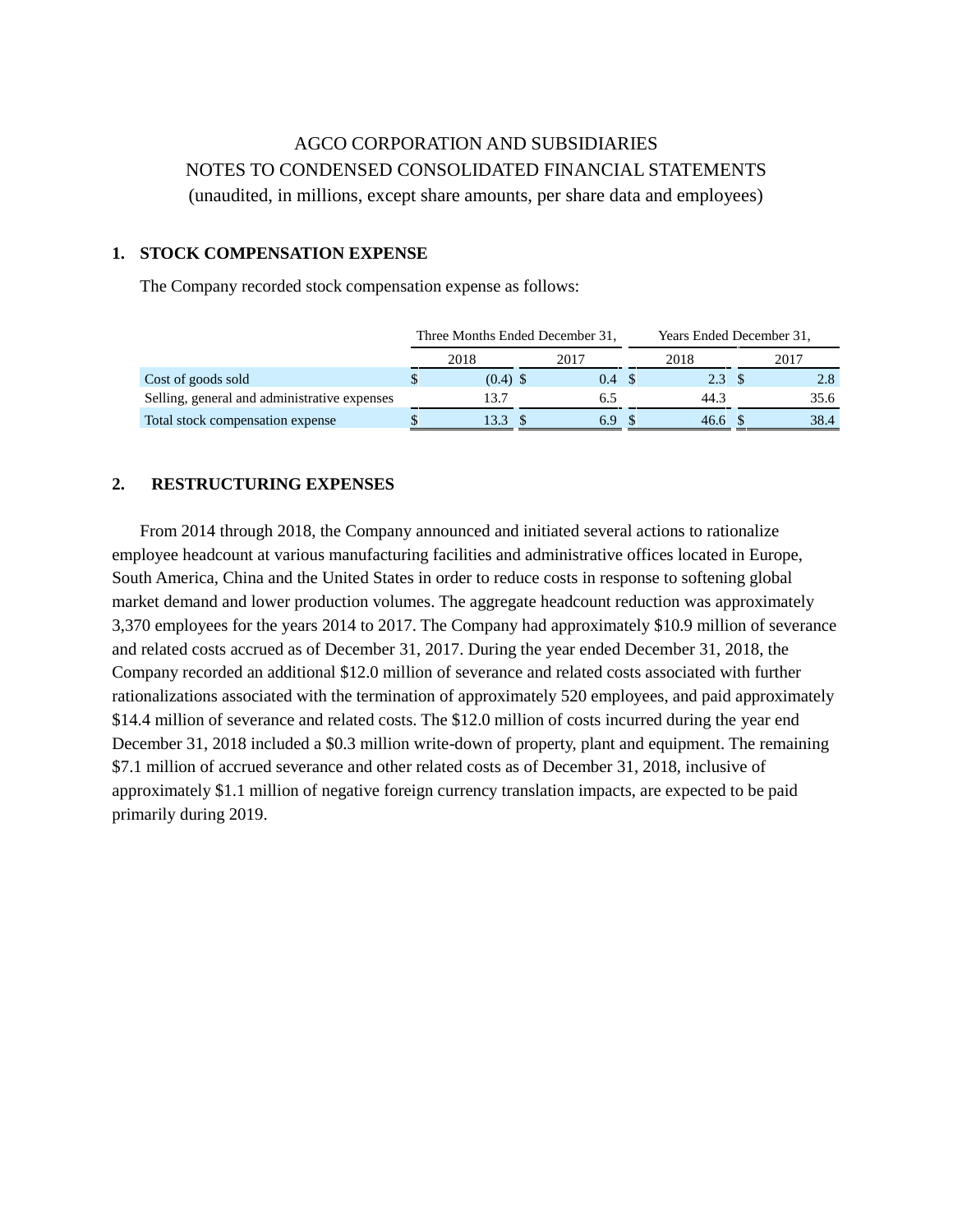AGCO CORPORATION AND SUBSIDIARIES
NOTES TO CONDENSED CONSOLIDATED FINANCIAL STATEMENTS
(unaudited, in millions, except share amounts, per share data and employees)

## 1. STOCK COMPENSATION EXPENSE

The Company recorded stock compensation expense as follows:

| | Three Months Ended December 31, | | Years Ended December 31, | |
|---|---|---|---|---|
| | 2018 | 2017 | 2018 | 2017 |
| Cost of goods sold | $ (0.4) | $ 0.4 | $ 2.3 | $ 2.8 |
| Selling, general and administrative expenses | 13.7 | 6.5 | 44.3 | 35.6 |
| Total stock compensation expense | $ 13.3 | $ 6.9 | $ 46.6 | $ 38.4 |

## 2. RESTRUCTURING EXPENSES

From 2014 through 2018, the Company announced and initiated several actions to rationalize employee headcount at various manufacturing facilities and administrative offices located in Europe, South America, China and the United States in order to reduce costs in response to softening global market demand and lower production volumes. The aggregate headcount reduction was approximately 3,370 employees for the years 2014 to 2017. The Company had approximately $10.9 million of severance and related costs accrued as of December 31, 2017. During the year ended December 31, 2018, the Company recorded an additional $12.0 million of severance and related costs associated with further rationalizations associated with the termination of approximately 520 employees, and paid approximately $14.4 million of severance and related costs. The $12.0 million of costs incurred during the year end December 31, 2018 included a $0.3 million write-down of property, plant and equipment. The remaining $7.1 million of accrued severance and other related costs as of December 31, 2018, inclusive of approximately $1.1 million of negative foreign currency translation impacts, are expected to be paid primarily during 2019.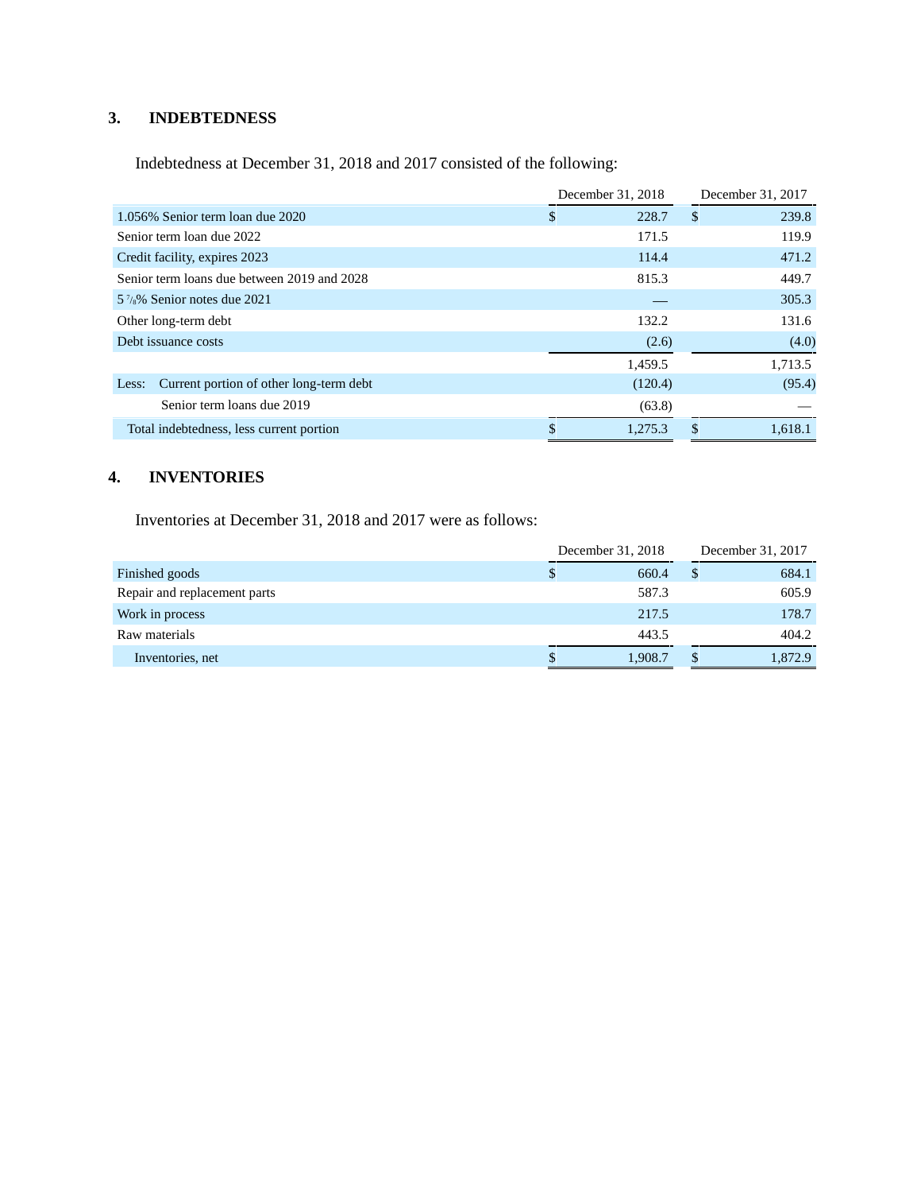## 3. INDEBTEDNESS

Indebtedness at December 31, 2018 and 2017 consisted of the following:

| | December 31, 2018 | December 31, 2017 |
|---|---|---|
| 1.056% Senior term loan due 2020 | $ 228.7 | $ 239.8 |
| Senior term loan due 2022 | 171.5 | 119.9 |
| Credit facility, expires 2023 | 114.4 | 471.2 |
| Senior term loans due between 2019 and 2028 | 815.3 | 449.7 |
| 5 7/8% Senior notes due 2021 | — | 305.3 |
| Other long-term debt | 132.2 | 131.6 |
| Debt issuance costs | (2.6) | (4.0) |
| | 1,459.5 | 1,713.5 |
| Less: Current portion of other long-term debt | (120.4) | (95.4) |
| Senior term loans due 2019 | (63.8) | — |
| Total indebtedness, less current portion | $ 1,275.3 | $ 1,618.1 |

## 4. INVENTORIES

Inventories at December 31, 2018 and 2017 were as follows:

| | December 31, 2018 | December 31, 2017 |
|---|---|---|
| Finished goods | $ 660.4 | $ 684.1 |
| Repair and replacement parts | 587.3 | 605.9 |
| Work in process | 217.5 | 178.7 |
| Raw materials | 443.5 | 404.2 |
| Inventories, net | $ 1,908.7 | $ 1,872.9 |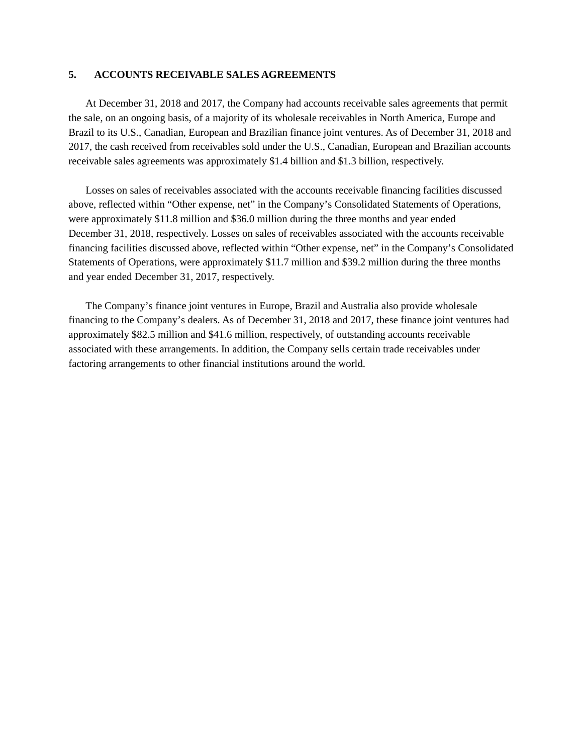## 5. ACCOUNTS RECEIVABLE SALES AGREEMENTS

At December 31, 2018 and 2017, the Company had accounts receivable sales agreements that permit the sale, on an ongoing basis, of a majority of its wholesale receivables in North America, Europe and Brazil to its U.S., Canadian, European and Brazilian finance joint ventures. As of December 31, 2018 and 2017, the cash received from receivables sold under the U.S., Canadian, European and Brazilian accounts receivable sales agreements was approximately $1.4 billion and $1.3 billion, respectively.

Losses on sales of receivables associated with the accounts receivable financing facilities discussed above, reflected within "Other expense, net" in the Company's Consolidated Statements of Operations, were approximately $11.8 million and $36.0 million during the three months and year ended December 31, 2018, respectively. Losses on sales of receivables associated with the accounts receivable financing facilities discussed above, reflected within "Other expense, net" in the Company's Consolidated Statements of Operations, were approximately $11.7 million and $39.2 million during the three months and year ended December 31, 2017, respectively.

The Company's finance joint ventures in Europe, Brazil and Australia also provide wholesale financing to the Company's dealers. As of December 31, 2018 and 2017, these finance joint ventures had approximately $82.5 million and $41.6 million, respectively, of outstanding accounts receivable associated with these arrangements. In addition, the Company sells certain trade receivables under factoring arrangements to other financial institutions around the world.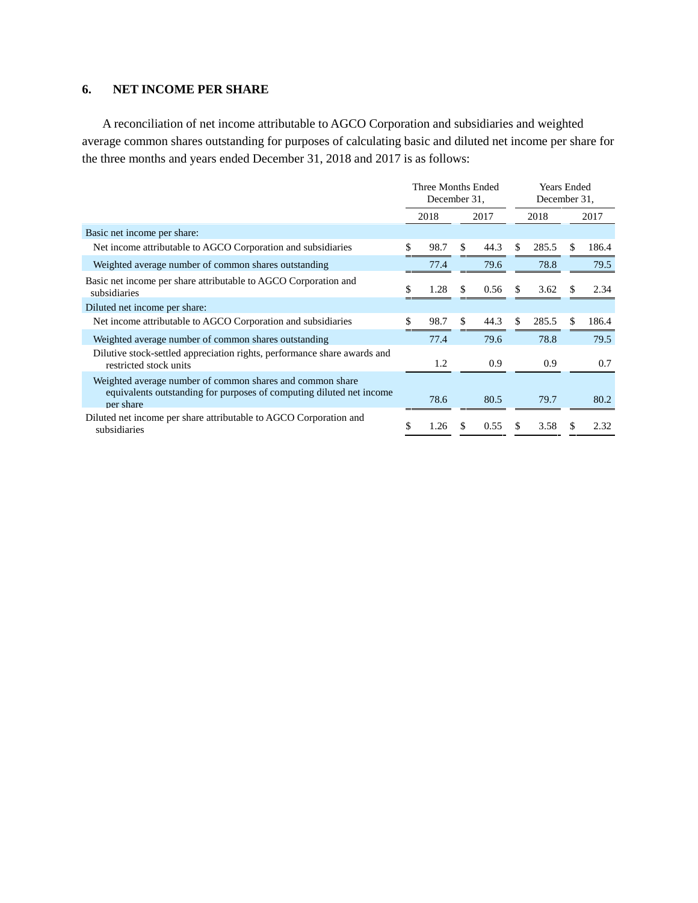## 6. NET INCOME PER SHARE

A reconciliation of net income attributable to AGCO Corporation and subsidiaries and weighted average common shares outstanding for purposes of calculating basic and diluted net income per share for the three months and years ended December 31, 2018 and 2017 is as follows:

| | Three Months Ended December 31, | | Years Ended December 31, | |
|---|---|---|---|---|
| | 2018 | 2017 | 2018 | 2017 |
| Basic net income per share: | | | | |
| Net income attributable to AGCO Corporation and subsidiaries | $ 98.7 | $ 44.3 | $ 285.5 | $ 186.4 |
| Weighted average number of common shares outstanding | 77.4 | 79.6 | 78.8 | 79.5 |
| Basic net income per share attributable to AGCO Corporation and subsidiaries | $ 1.28 | $ 0.56 | $ 3.62 | $ 2.34 |
| Diluted net income per share: | | | | |
| Net income attributable to AGCO Corporation and subsidiaries | $ 98.7 | $ 44.3 | $ 285.5 | $ 186.4 |
| Weighted average number of common shares outstanding | 77.4 | 79.6 | 78.8 | 79.5 |
| Dilutive stock-settled appreciation rights, performance share awards and restricted stock units | 1.2 | 0.9 | 0.9 | 0.7 |
| Weighted average number of common shares and common share equivalents outstanding for purposes of computing diluted net income per share | 78.6 | 80.5 | 79.7 | 80.2 |
| Diluted net income per share attributable to AGCO Corporation and subsidiaries | $ 1.26 | $ 0.55 | $ 3.58 | $ 2.32 |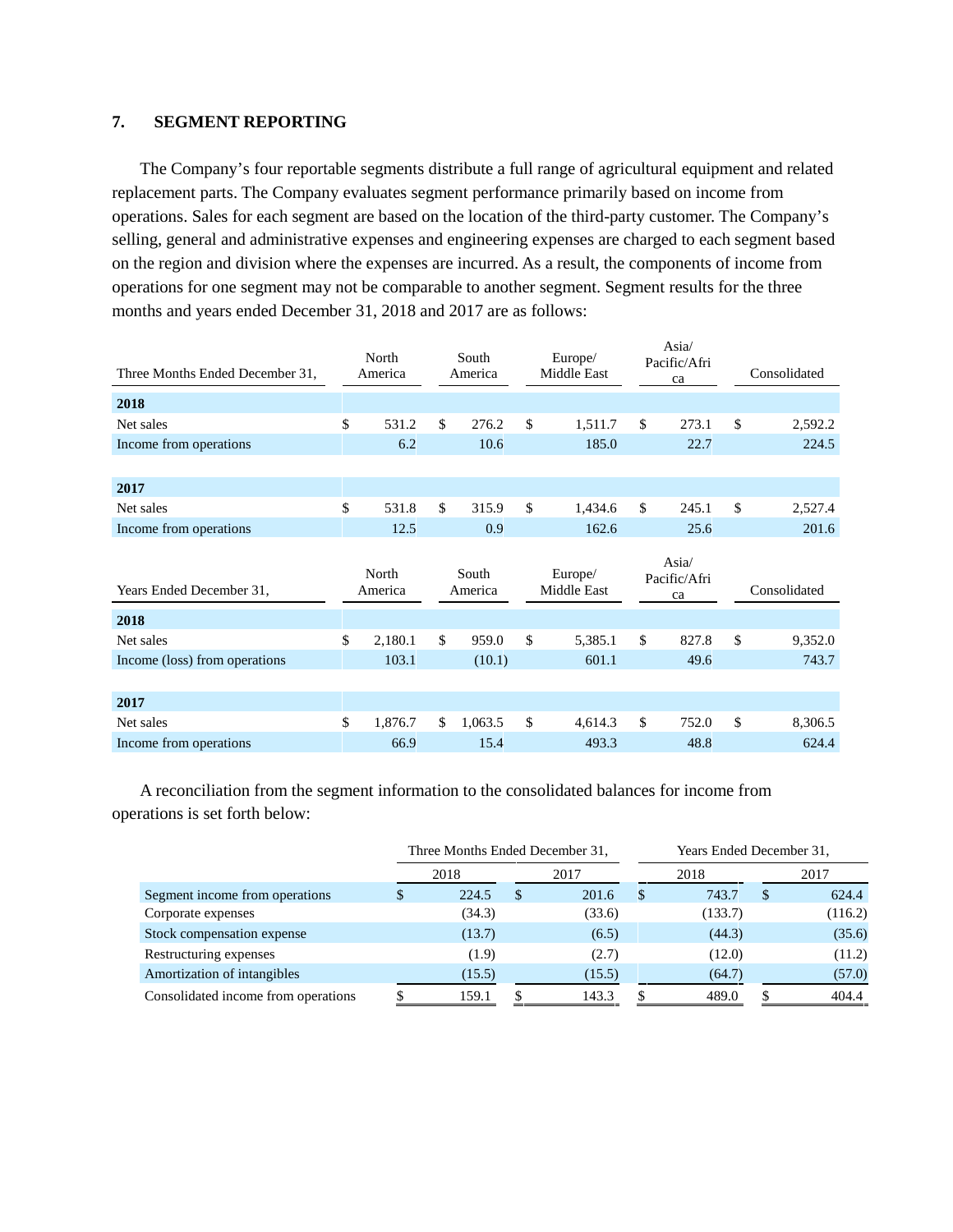## 7. SEGMENT REPORTING

The Company's four reportable segments distribute a full range of agricultural equipment and related replacement parts. The Company evaluates segment performance primarily based on income from operations. Sales for each segment are based on the location of the third-party customer. The Company's selling, general and administrative expenses and engineering expenses are charged to each segment based on the region and division where the expenses are incurred. As a result, the components of income from operations for one segment may not be comparable to another segment. Segment results for the three months and years ended December 31, 2018 and 2017 are as follows:

| Three Months Ended December 31, | North America | South America | Europe/ Middle East | Asia/ Pacific/Africa | Consolidated |
|---|---|---|---|---|---|
| **2018** | | | | | |
| Net sales | $ 531.2 | $ 276.2 | $ 1,511.7 | $ 273.1 | $ 2,592.2 |
| Income from operations | 6.2 | 10.6 | 185.0 | 22.7 | 224.5 |
| **2017** | | | | | |
| Net sales | $ 531.8 | $ 315.9 | $ 1,434.6 | $ 245.1 | $ 2,527.4 |
| Income from operations | 12.5 | 0.9 | 162.6 | 25.6 | 201.6 |

| Years Ended December 31, | North America | South America | Europe/ Middle East | Asia/ Pacific/Africa | Consolidated |
|---|---|---|---|---|---|
| **2018** | | | | | |
| Net sales | $ 2,180.1 | $ 959.0 | $ 5,385.1 | $ 827.8 | $ 9,352.0 |
| Income (loss) from operations | 103.1 | (10.1) | 601.1 | 49.6 | 743.7 |
| **2017** | | | | | |
| Net sales | $ 1,876.7 | $ 1,063.5 | $ 4,614.3 | $ 752.0 | $ 8,306.5 |
| Income from operations | 66.9 | 15.4 | 493.3 | 48.8 | 624.4 |

A reconciliation from the segment information to the consolidated balances for income from operations is set forth below:

| | Three Months Ended December 31, | | Years Ended December 31, | |
|---|---|---|---|---|
| | 2018 | 2017 | 2018 | 2017 |
| Segment income from operations | $ 224.5 | $ 201.6 | $ 743.7 | $ 624.4 |
| Corporate expenses | (34.3) | (33.6) | (133.7) | (116.2) |
| Stock compensation expense | (13.7) | (6.5) | (44.3) | (35.6) |
| Restructuring expenses | (1.9) | (2.7) | (12.0) | (11.2) |
| Amortization of intangibles | (15.5) | (15.5) | (64.7) | (57.0) |
| Consolidated income from operations | $ 159.1 | $ 143.3 | $ 489.0 | $ 404.4 |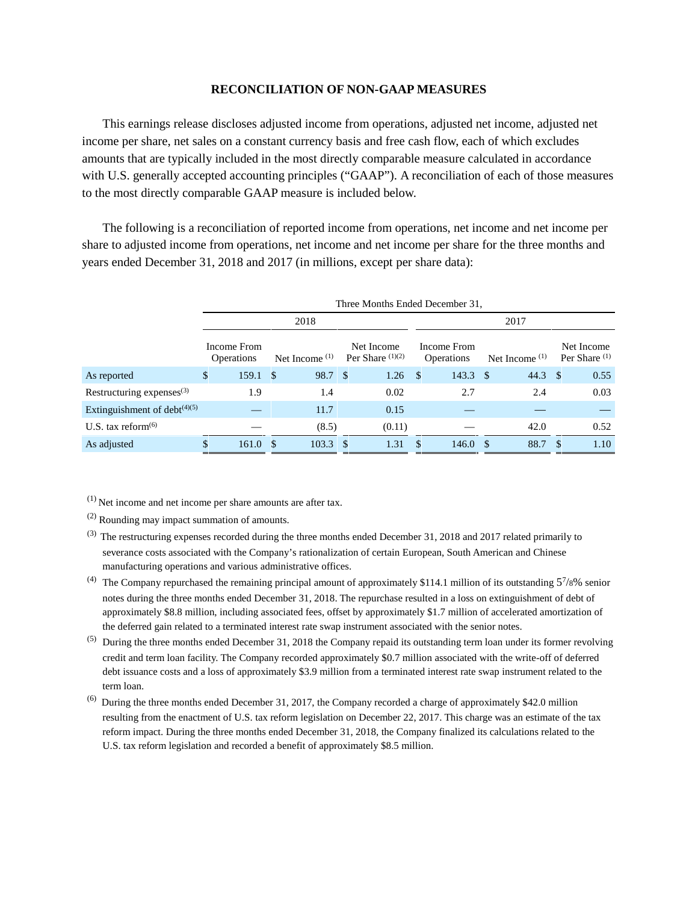## RECONCILIATION OF NON-GAAP MEASURES

This earnings release discloses adjusted income from operations, adjusted net income, adjusted net income per share, net sales on a constant currency basis and free cash flow, each of which excludes amounts that are typically included in the most directly comparable measure calculated in accordance with U.S. generally accepted accounting principles ("GAAP"). A reconciliation of each of those measures to the most directly comparable GAAP measure is included below.

The following is a reconciliation of reported income from operations, net income and net income per share to adjusted income from operations, net income and net income per share for the three months and years ended December 31, 2018 and 2017 (in millions, except per share data):

| | Three Months Ended December 31, | | | | | |
|---|---|---|---|---|---|---|
| | 2018 | | | 2017 | | |
| | Income From Operations | Net Income [1] | Net Income Per Share [1][2] | Income From Operations | Net Income [1] | Net Income Per Share [1] |
| As reported | $ 159.1 | $ 98.7 | $ 1.26 | $ 143.3 | $ 44.3 | $ 0.55 |
| Restructuring expenses[3] | 1.9 | 1.4 | 0.02 | 2.7 | 2.4 | 0.03 |
| Extinguishment of debt[4][5] | — | 11.7 | 0.15 | — | — | — |
| U.S. tax reform[6] | — | (8.5) | (0.11) | — | 42.0 | 0.52 |
| As adjusted | $ 161.0 | $ 103.3 | $ 1.31 | $ 146.0 | $ 88.7 | $ 1.10 |

[1] Net income and net income per share amounts are after tax.

[2] Rounding may impact summation of amounts.

[3] The restructuring expenses recorded during the three months ended December 31, 2018 and 2017 related primarily to severance costs associated with the Company's rationalization of certain European, South American and Chinese manufacturing operations and various administrative offices.

[4] The Company repurchased the remaining principal amount of approximately $114.1 million of its outstanding 5⅞% senior notes during the three months ended December 31, 2018. The repurchase resulted in a loss on extinguishment of debt of approximately $8.8 million, including associated fees, offset by approximately $1.7 million of accelerated amortization of the deferred gain related to a terminated interest rate swap instrument associated with the senior notes.

[5] During the three months ended December 31, 2018 the Company repaid its outstanding term loan under its former revolving credit and term loan facility. The Company recorded approximately $0.7 million associated with the write-off of deferred debt issuance costs and a loss of approximately $3.9 million from a terminated interest rate swap instrument related to the term loan.

[6] During the three months ended December 31, 2017, the Company recorded a charge of approximately $42.0 million resulting from the enactment of U.S. tax reform legislation on December 22, 2017. This charge was an estimate of the tax reform impact. During the three months ended December 31, 2018, the Company finalized its calculations related to the U.S. tax reform legislation and recorded a benefit of approximately $8.5 million.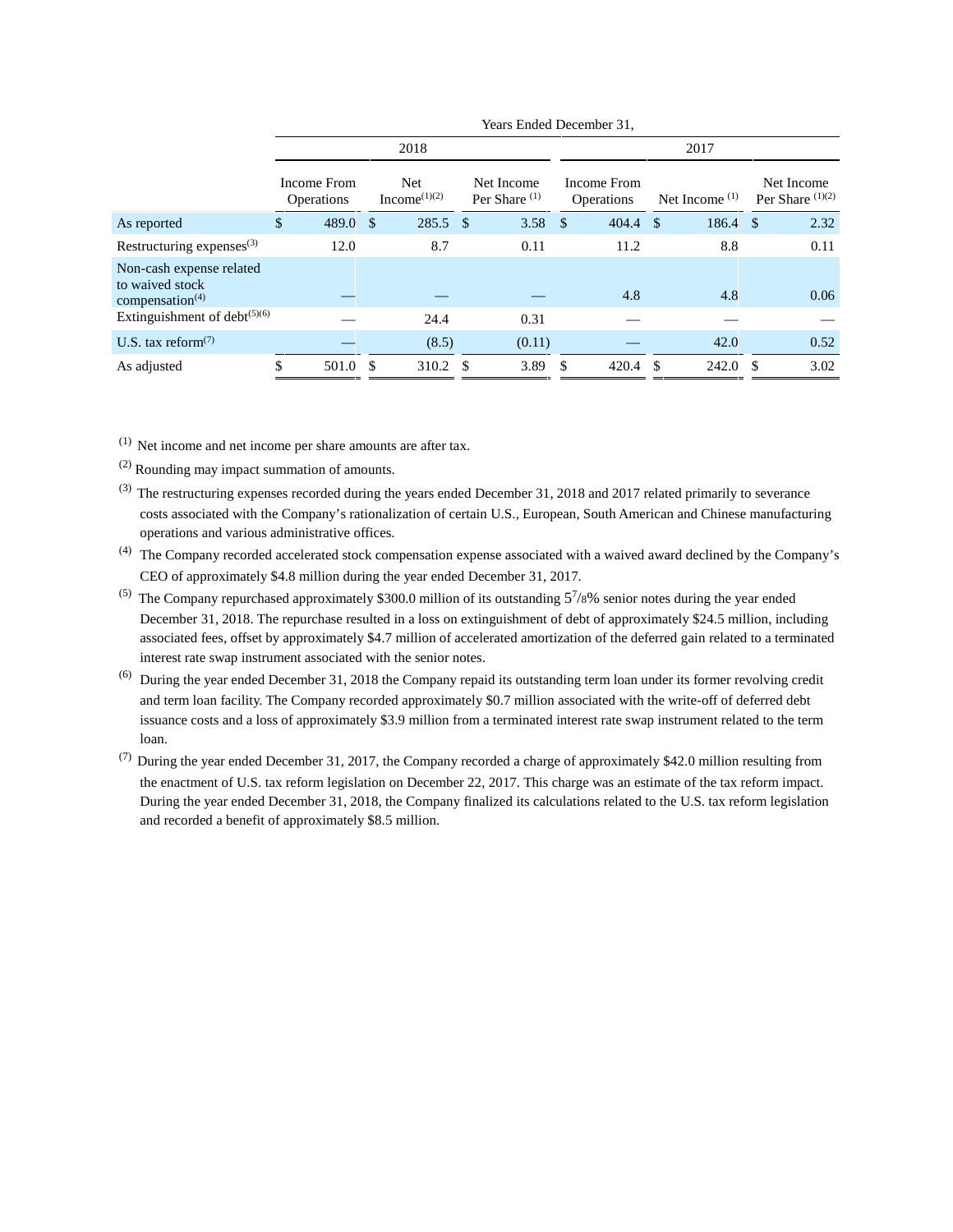| | Years Ended December 31, | | | | | |
|---|---|---|---|---|---|---|
| | 2018 | | | 2017 | | |
| | Income From Operations | Net Income[1][2] | Net Income Per Share [1] | Income From Operations | Net Income [1] | Net Income Per Share [1][2] |
| As reported | $ 489.0 | $ 285.5 | $ 3.58 | $ 404.4 | $ 186.4 | $ 2.32 |
| Restructuring expenses[3] | 12.0 | 8.7 | 0.11 | 11.2 | 8.8 | 0.11 |
| Non-cash expense related to waived stock compensation[4] | — | — | — | 4.8 | 4.8 | 0.06 |
| Extinguishment of debt[5][6] | — | 24.4 | 0.31 | — | — | — |
| U.S. tax reform[7] | — | (8.5) | (0.11) | — | 42.0 | 0.52 |
| As adjusted | $ 501.0 | $ 310.2 | $ 3.89 | $ 420.4 | $ 242.0 | $ 3.02 |

[1] Net income and net income per share amounts are after tax.

[2] Rounding may impact summation of amounts.

[3] The restructuring expenses recorded during the years ended December 31, 2018 and 2017 related primarily to severance costs associated with the Company's rationalization of certain U.S., European, South American and Chinese manufacturing operations and various administrative offices.

[4] The Company recorded accelerated stock compensation expense associated with a waived award declined by the Company's CEO of approximately $4.8 million during the year ended December 31, 2017.

[5] The Company repurchased approximately $300.0 million of its outstanding 5 7/8% senior notes during the year ended December 31, 2018. The repurchase resulted in a loss on extinguishment of debt of approximately $24.5 million, including associated fees, offset by approximately $4.7 million of accelerated amortization of the deferred gain related to a terminated interest rate swap instrument associated with the senior notes.

[6] During the year ended December 31, 2018 the Company repaid its outstanding term loan under its former revolving credit and term loan facility. The Company recorded approximately $0.7 million associated with the write-off of deferred debt issuance costs and a loss of approximately $3.9 million from a terminated interest rate swap instrument related to the term loan.

[7] During the year ended December 31, 2017, the Company recorded a charge of approximately $42.0 million resulting from the enactment of U.S. tax reform legislation on December 22, 2017. This charge was an estimate of the tax reform impact. During the year ended December 31, 2018, the Company finalized its calculations related to the U.S. tax reform legislation and recorded a benefit of approximately $8.5 million.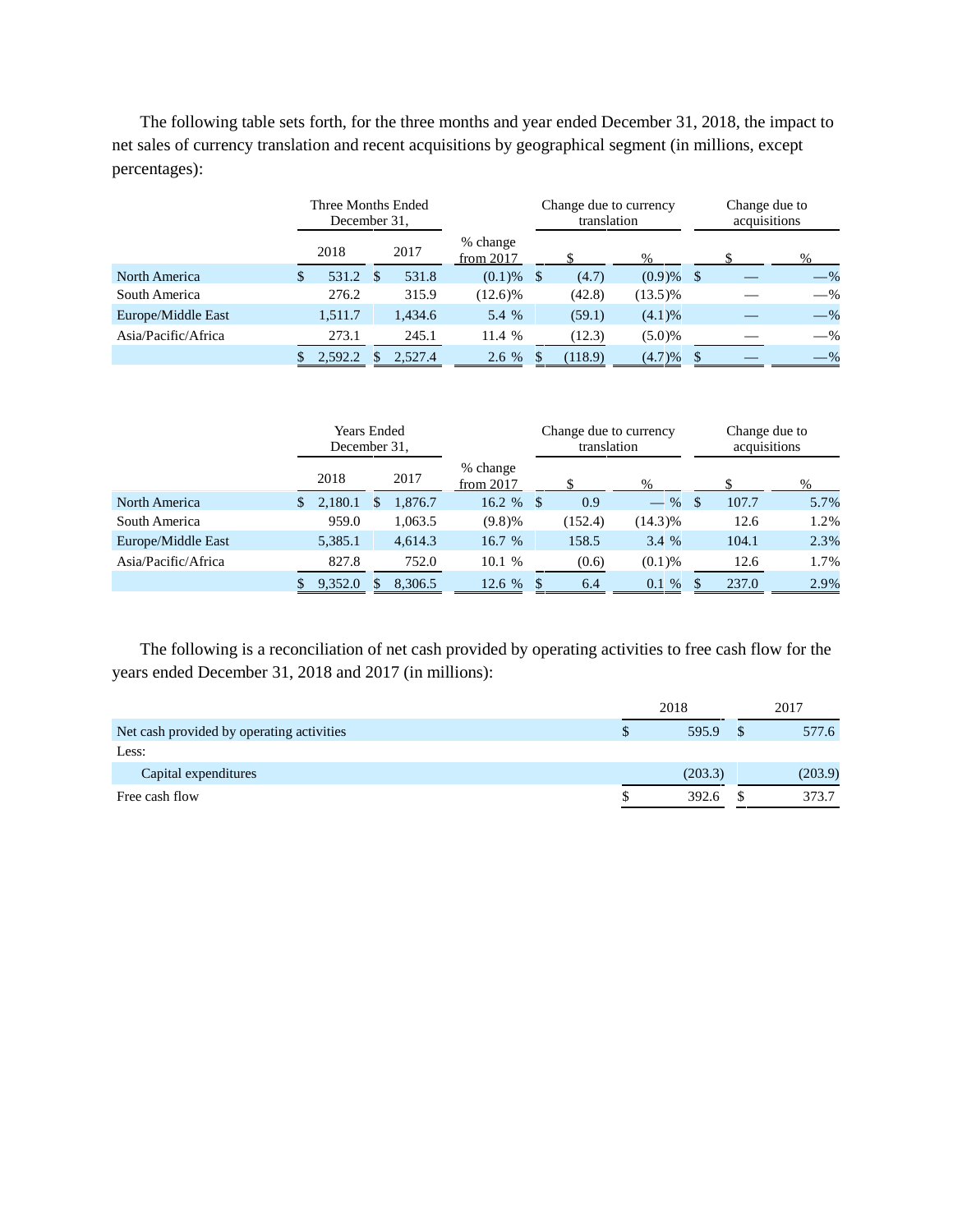The following table sets forth, for the three months and year ended December 31, 2018, the impact to net sales of currency translation and recent acquisitions by geographical segment (in millions, except percentages):

| | Three Months Ended December 31, | | | Change due to currency translation | | Change due to acquisitions | |
|---|---|---|---|---|---|---|---|
| | 2018 | 2017 | % change from 2017 | $ | % | $ | % |
| North America | $ 531.2 | $ 531.8 | (0.1)% | $ (4.7) | (0.9)% | $ — | —% |
| South America | 276.2 | 315.9 | (12.6)% | (42.8) | (13.5)% | — | —% |
| Europe/Middle East | 1,511.7 | 1,434.6 | 5.4 % | (59.1) | (4.1)% | — | —% |
| Asia/Pacific/Africa | 273.1 | 245.1 | 11.4 % | (12.3) | (5.0)% | — | —% |
| | $ 2,592.2 | $ 2,527.4 | 2.6 % | $ (118.9) | (4.7)% | $ — | —% |

| | Years Ended December 31, | | | Change due to currency translation | | Change due to acquisitions | |
|---|---|---|---|---|---|---|---|
| | 2018 | 2017 | % change from 2017 | $ | % | $ | % |
| North America | $ 2,180.1 | $ 1,876.7 | 16.2 % | $ 0.9 | — % | $ 107.7 | 5.7% |
| South America | 959.0 | 1,063.5 | (9.8)% | (152.4) | (14.3)% | 12.6 | 1.2% |
| Europe/Middle East | 5,385.1 | 4,614.3 | 16.7 % | 158.5 | 3.4 % | 104.1 | 2.3% |
| Asia/Pacific/Africa | 827.8 | 752.0 | 10.1 % | (0.6) | (0.1)% | 12.6 | 1.7% |
| | $ 9,352.0 | $ 8,306.5 | 12.6 % | $ 6.4 | 0.1 % | $ 237.0 | 2.9% |

The following is a reconciliation of net cash provided by operating activities to free cash flow for the years ended December 31, 2018 and 2017 (in millions):

| | 2018 | 2017 |
|---|---|---|
| Net cash provided by operating activities | $ 595.9 | $ 577.6 |
| Less: | | |
| Capital expenditures | (203.3) | (203.9) |
| Free cash flow | $ 392.6 | $ 373.7 |